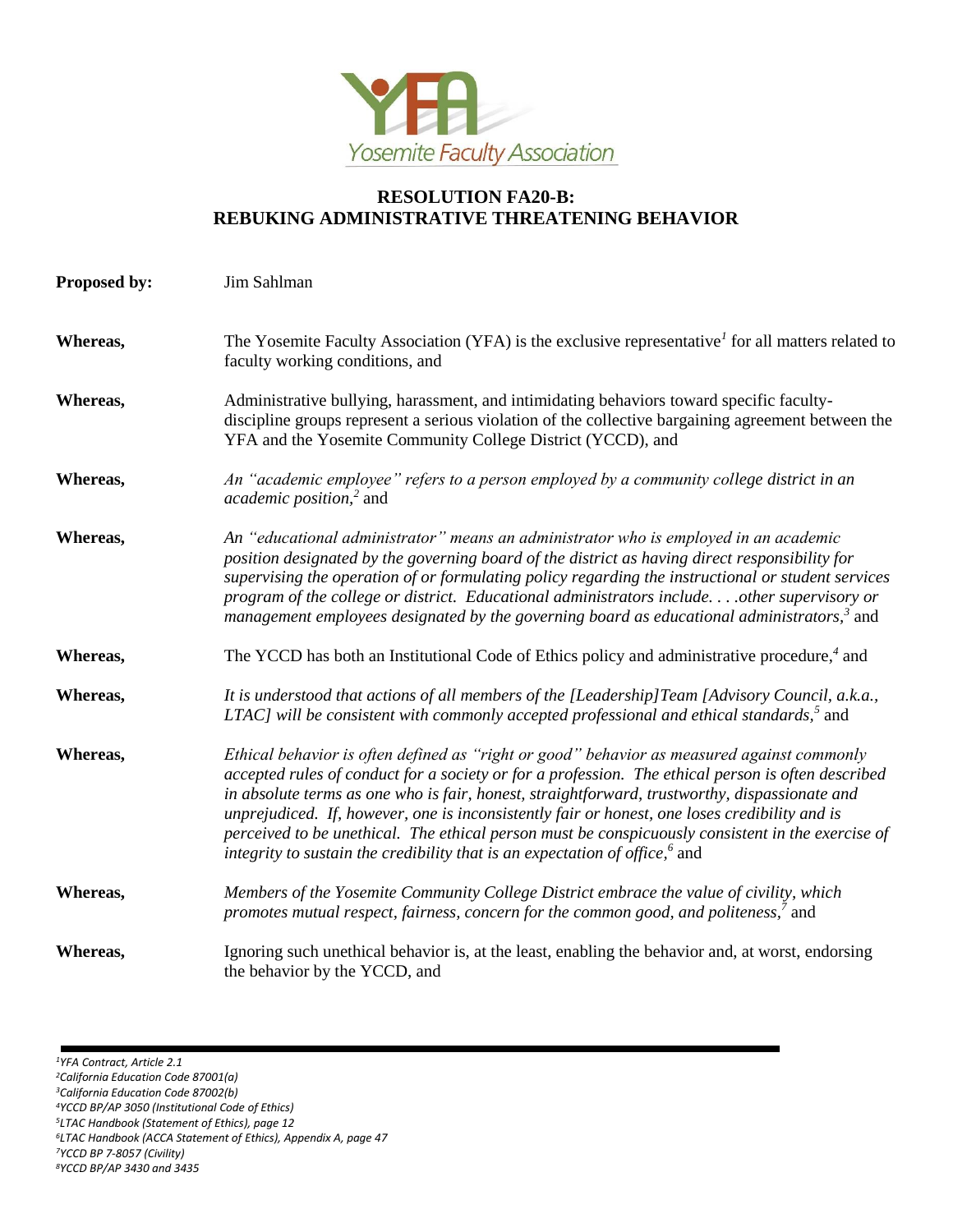Yosemite Faculty Association

# RESOLUTION FA20-B: REBUKING ADMINISTRATIVE THREATENING BEHAVIOR

**Proposed by:** Jim Sahlman

**Whereas,** The Yosemite Faculty Association (YFA) is the exclusive representative[1] for all matters related to faculty working conditions, and

**Whereas,** Administrative bullying, harassment, and intimidating behaviors toward specific faculty-discipline groups represent a serious violation of the collective bargaining agreement between the YFA and the Yosemite Community College District (YCCD), and

**Whereas,** *An "academic employee" refers to a person employed by a community college district in an academic position,*[2] and

**Whereas,** *An "educational administrator" means an administrator who is employed in an academic position designated by the governing board of the district as having direct responsibility for supervising the operation of or formulating policy regarding the instructional or student services program of the college or district. Educational administrators include. . . .other supervisory or management employees designated by the governing board as educational administrators,*[3] and

**Whereas,** The YCCD has both an Institutional Code of Ethics policy and administrative procedure,[4] and

**Whereas,** *It is understood that actions of all members of the [Leadership]Team [Advisory Council, a.k.a., LTAC] will be consistent with commonly accepted professional and ethical standards,*[5] and

**Whereas,** *Ethical behavior is often defined as "right or good" behavior as measured against commonly accepted rules of conduct for a society or for a profession. The ethical person is often described in absolute terms as one who is fair, honest, straightforward, trustworthy, dispassionate and unprejudiced. If, however, one is inconsistently fair or honest, one loses credibility and is perceived to be unethical. The ethical person must be conspicuously consistent in the exercise of integrity to sustain the credibility that is an expectation of office,*[6] and

**Whereas,** *Members of the Yosemite Community College District embrace the value of civility, which promotes mutual respect, fairness, concern for the common good, and politeness,*[7] and

**Whereas,** Ignoring such unethical behavior is, at the least, enabling the behavior and, at worst, endorsing the behavior by the YCCD, and

---

[1] *YFA Contract, Article 2.1*
[2] *California Education Code 87001(a)*
[3] *California Education Code 87002(b)*
[4] *YCCD BP/AP 3050 (Institutional Code of Ethics)*
[5] *LTAC Handbook (Statement of Ethics), page 12*
[6] *LTAC Handbook (ACCA Statement of Ethics), Appendix A, page 47*
[7] *YCCD BP 7-8057 (Civility)*
[8] *YCCD BP/AP 3430 and 3435*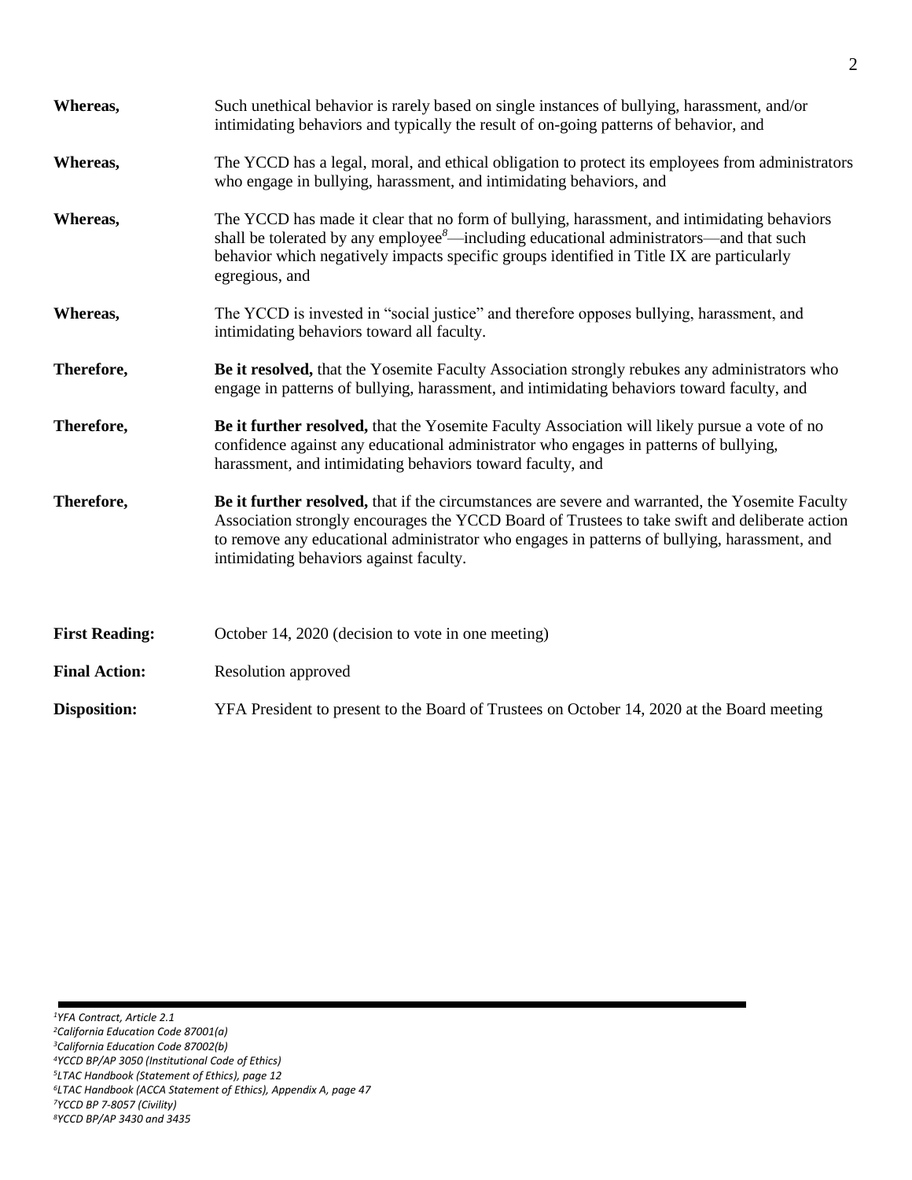**Whereas,** Such unethical behavior is rarely based on single instances of bullying, harassment, and/or intimidating behaviors and typically the result of on-going patterns of behavior, and

**Whereas,** The YCCD has a legal, moral, and ethical obligation to protect its employees from administrators who engage in bullying, harassment, and intimidating behaviors, and

**Whereas,** The YCCD has made it clear that no form of bullying, harassment, and intimidating behaviors shall be tolerated by any employee[8]—including educational administrators—and that such behavior which negatively impacts specific groups identified in Title IX are particularly egregious, and

**Whereas,** The YCCD is invested in "social justice" and therefore opposes bullying, harassment, and intimidating behaviors toward all faculty.

**Therefore,** **Be it resolved,** that the Yosemite Faculty Association strongly rebukes any administrators who engage in patterns of bullying, harassment, and intimidating behaviors toward faculty, and

**Therefore,** **Be it further resolved,** that the Yosemite Faculty Association will likely pursue a vote of no confidence against any educational administrator who engages in patterns of bullying, harassment, and intimidating behaviors toward faculty, and

**Therefore,** **Be it further resolved,** that if the circumstances are severe and warranted, the Yosemite Faculty Association strongly encourages the YCCD Board of Trustees to take swift and deliberate action to remove any educational administrator who engages in patterns of bullying, harassment, and intimidating behaviors against faculty.

**First Reading:** October 14, 2020 (decision to vote in one meeting)

**Final Action:** Resolution approved

**Disposition:** YFA President to present to the Board of Trustees on October 14, 2020 at the Board meeting

---

[1] *YFA Contract, Article 2.1*
[2] *California Education Code 87001(a)*
[3] *California Education Code 87002(b)*
[4] *YCCD BP/AP 3050 (Institutional Code of Ethics)*
[5] *LTAC Handbook (Statement of Ethics), page 12*
[6] *LTAC Handbook (ACCA Statement of Ethics), Appendix A, page 47*
[7] *YCCD BP 7-8057 (Civility)*
[8] *YCCD BP/AP 3430 and 3435*